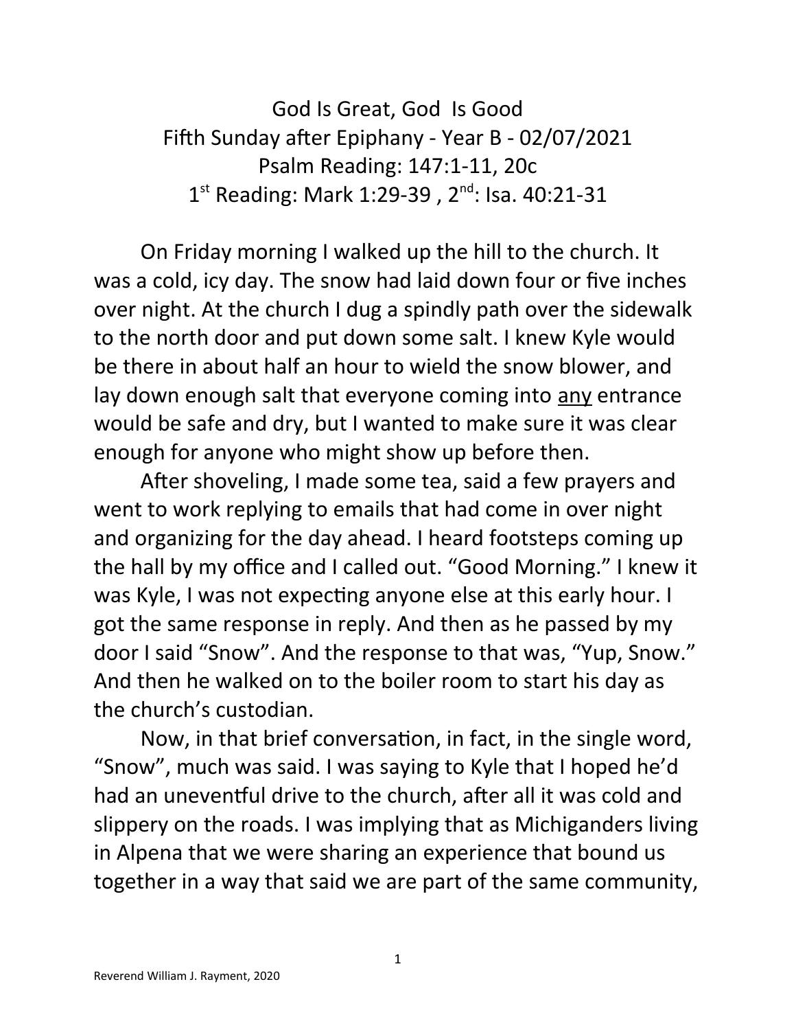# God Is Great, God Is Good

## Fifth Sunday after Epiphany - Year B - 02/07/2021

Psalm Reading: 147:1-11, 20c

1st Reading: Mark 1:29-39 , 2nd: Isa. 40:21-31

On Friday morning I walked up the hill to the church. It was a cold, icy day. The snow had laid down four or five inches over night. At the church I dug a spindly path over the sidewalk to the north door and put down some salt. I knew Kyle would be there in about half an hour to wield the snow blower, and lay down enough salt that everyone coming into <u>any</u> entrance would be safe and dry, but I wanted to make sure it was clear enough for anyone who might show up before then.

After shoveling, I made some tea, said a few prayers and went to work replying to emails that had come in over night and organizing for the day ahead. I heard footsteps coming up the hall by my office and I called out. "Good Morning." I knew it was Kyle, I was not expecting anyone else at this early hour. I got the same response in reply. And then as he passed by my door I said "Snow". And the response to that was, "Yup, Snow." And then he walked on to the boiler room to start his day as the church's custodian.

Now, in that brief conversation, in fact, in the single word, "Snow", much was said. I was saying to Kyle that I hoped he'd had an uneventful drive to the church, after all it was cold and slippery on the roads. I was implying that as Michiganders living in Alpena that we were sharing an experience that bound us together in a way that said we are part of the same community,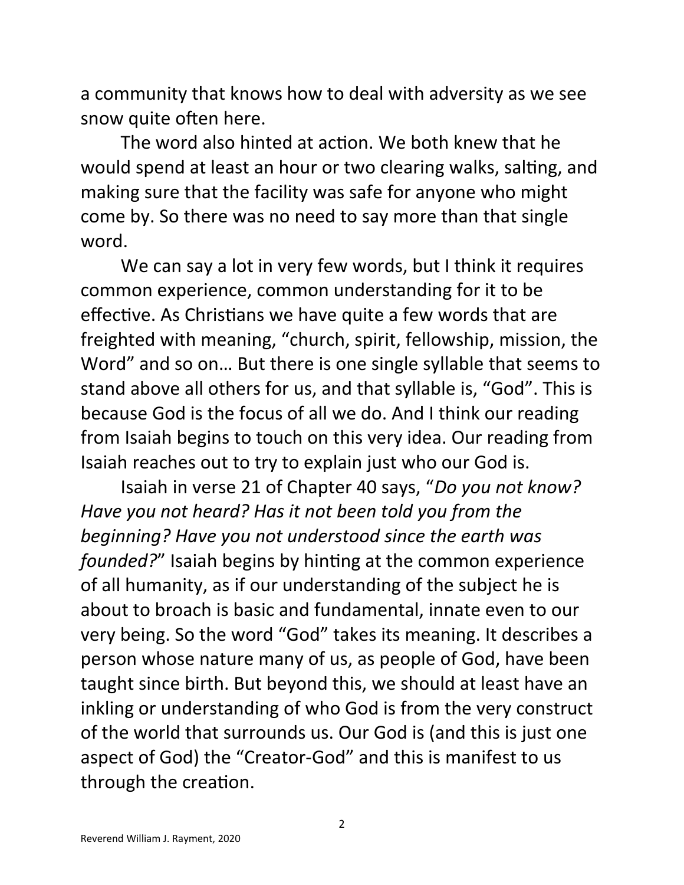a community that knows how to deal with adversity as we see snow quite often here.

The word also hinted at action. We both knew that he would spend at least an hour or two clearing walks, salting, and making sure that the facility was safe for anyone who might come by. So there was no need to say more than that single word.

We can say a lot in very few words, but I think it requires common experience, common understanding for it to be effective. As Christians we have quite a few words that are freighted with meaning, "church, spirit, fellowship, mission, the Word" and so on… But there is one single syllable that seems to stand above all others for us, and that syllable is, "God". This is because God is the focus of all we do. And I think our reading from Isaiah begins to touch on this very idea. Our reading from Isaiah reaches out to try to explain just who our God is.

Isaiah in verse 21 of Chapter 40 says, "*Do you not know? Have you not heard? Has it not been told you from the beginning? Have you not understood since the earth was founded?*" Isaiah begins by hinting at the common experience of all humanity, as if our understanding of the subject he is about to broach is basic and fundamental, innate even to our very being. So the word "God" takes its meaning. It describes a person whose nature many of us, as people of God, have been taught since birth. But beyond this, we should at least have an inkling or understanding of who God is from the very construct of the world that surrounds us. Our God is (and this is just one aspect of God) the "Creator-God" and this is manifest to us through the creation.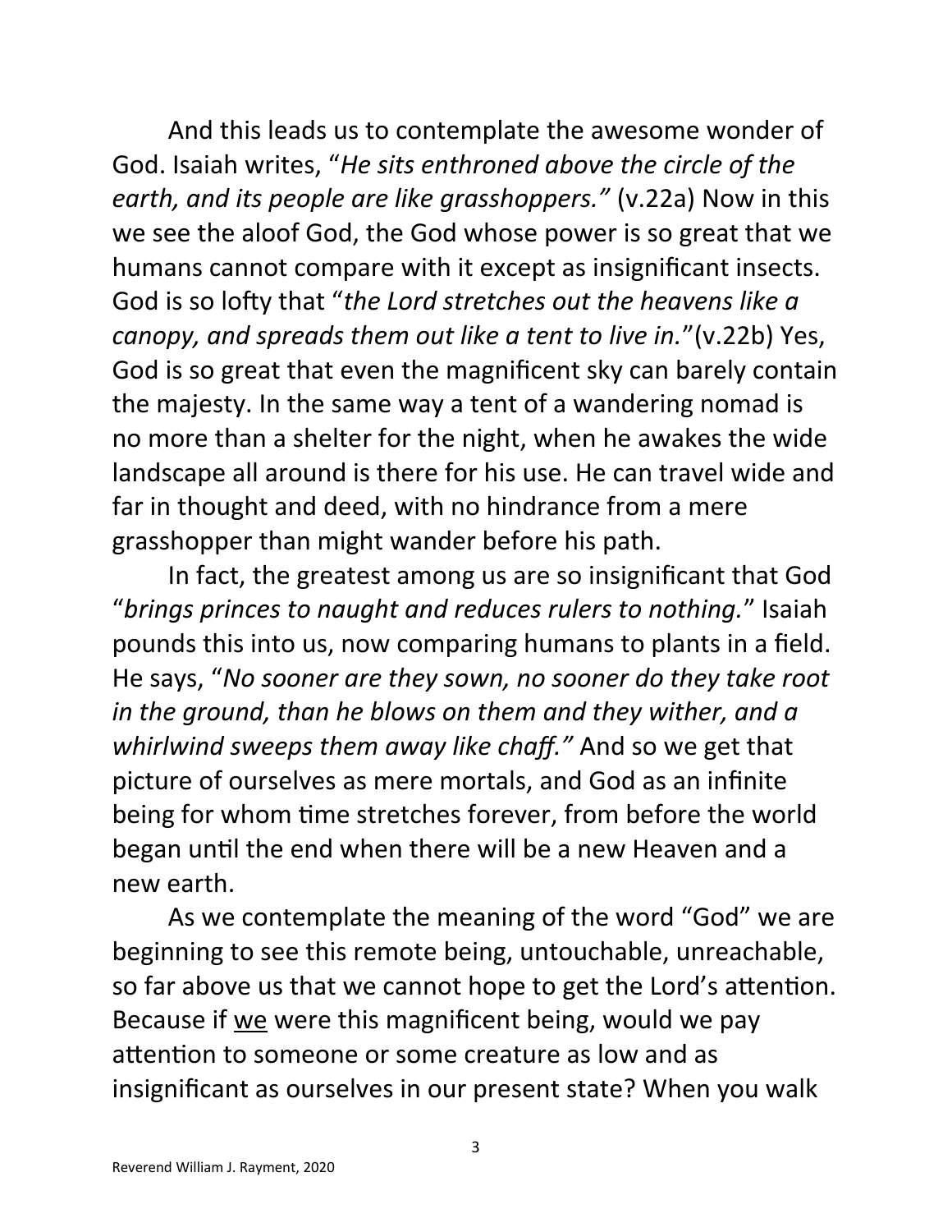And this leads us to contemplate the awesome wonder of God. Isaiah writes, "*He sits enthroned above the circle of the earth, and its people are like grasshoppers."* (v.22a) Now in this we see the aloof God, the God whose power is so great that we humans cannot compare with it except as insignificant insects. God is so lofty that "*the Lord stretches out the heavens like a canopy, and spreads them out like a tent to live in.*"(v.22b) Yes, God is so great that even the magnificent sky can barely contain the majesty. In the same way a tent of a wandering nomad is no more than a shelter for the night, when he awakes the wide landscape all around is there for his use. He can travel wide and far in thought and deed, with no hindrance from a mere grasshopper than might wander before his path.

In fact, the greatest among us are so insignificant that God "*brings princes to naught and reduces rulers to nothing.*" Isaiah pounds this into us, now comparing humans to plants in a field. He says, "*No sooner are they sown, no sooner do they take root in the ground, than he blows on them and they wither, and a whirlwind sweeps them away like chaff."* And so we get that picture of ourselves as mere mortals, and God as an infinite being for whom time stretches forever, from before the world began until the end when there will be a new Heaven and a new earth.

As we contemplate the meaning of the word "God" we are beginning to see this remote being, untouchable, unreachable, so far above us that we cannot hope to get the Lord's attention. Because if <u>we</u> were this magnificent being, would we pay attention to someone or some creature as low and as insignificant as ourselves in our present state? When you walk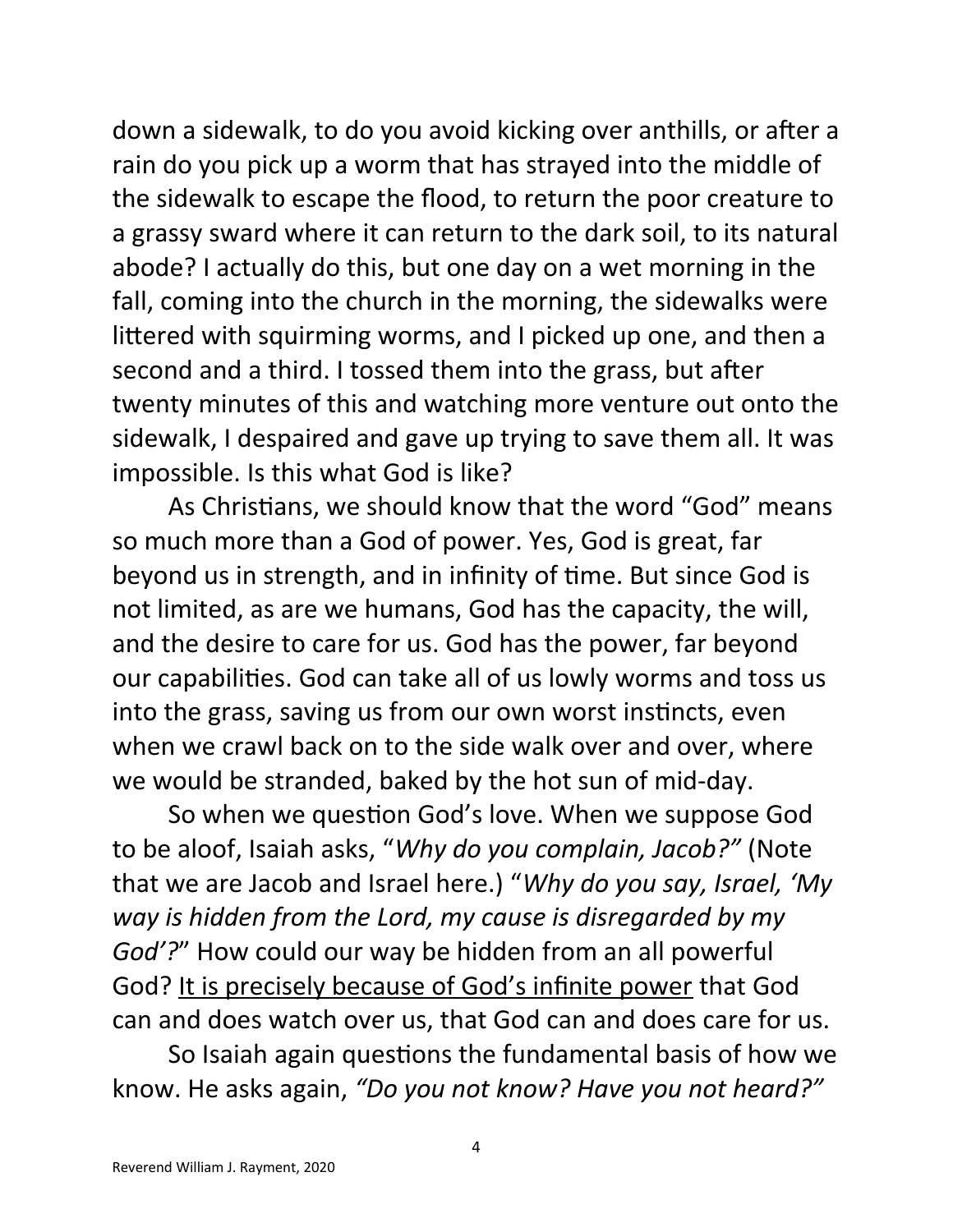down a sidewalk, to do you avoid kicking over anthills, or after a rain do you pick up a worm that has strayed into the middle of the sidewalk to escape the flood, to return the poor creature to a grassy sward where it can return to the dark soil, to its natural abode? I actually do this, but one day on a wet morning in the fall, coming into the church in the morning, the sidewalks were littered with squirming worms, and I picked up one, and then a second and a third. I tossed them into the grass, but after twenty minutes of this and watching more venture out onto the sidewalk, I despaired and gave up trying to save them all. It was impossible. Is this what God is like?

As Christians, we should know that the word "God" means so much more than a God of power. Yes, God is great, far beyond us in strength, and in infinity of time. But since God is not limited, as are we humans, God has the capacity, the will, and the desire to care for us. God has the power, far beyond our capabilities. God can take all of us lowly worms and toss us into the grass, saving us from our own worst instincts, even when we crawl back on to the side walk over and over, where we would be stranded, baked by the hot sun of mid-day.

So when we question God's love. When we suppose God to be aloof, Isaiah asks, "*Why do you complain, Jacob?"* (Note that we are Jacob and Israel here.) "*Why do you say, Israel, 'My way is hidden from the Lord, my cause is disregarded by my God'?*" How could our way be hidden from an all powerful God? <u>It is precisely because of God's infinite power</u> that God can and does watch over us, that God can and does care for us.

So Isaiah again questions the fundamental basis of how we know. He asks again, *"Do you not know? Have you not heard?"*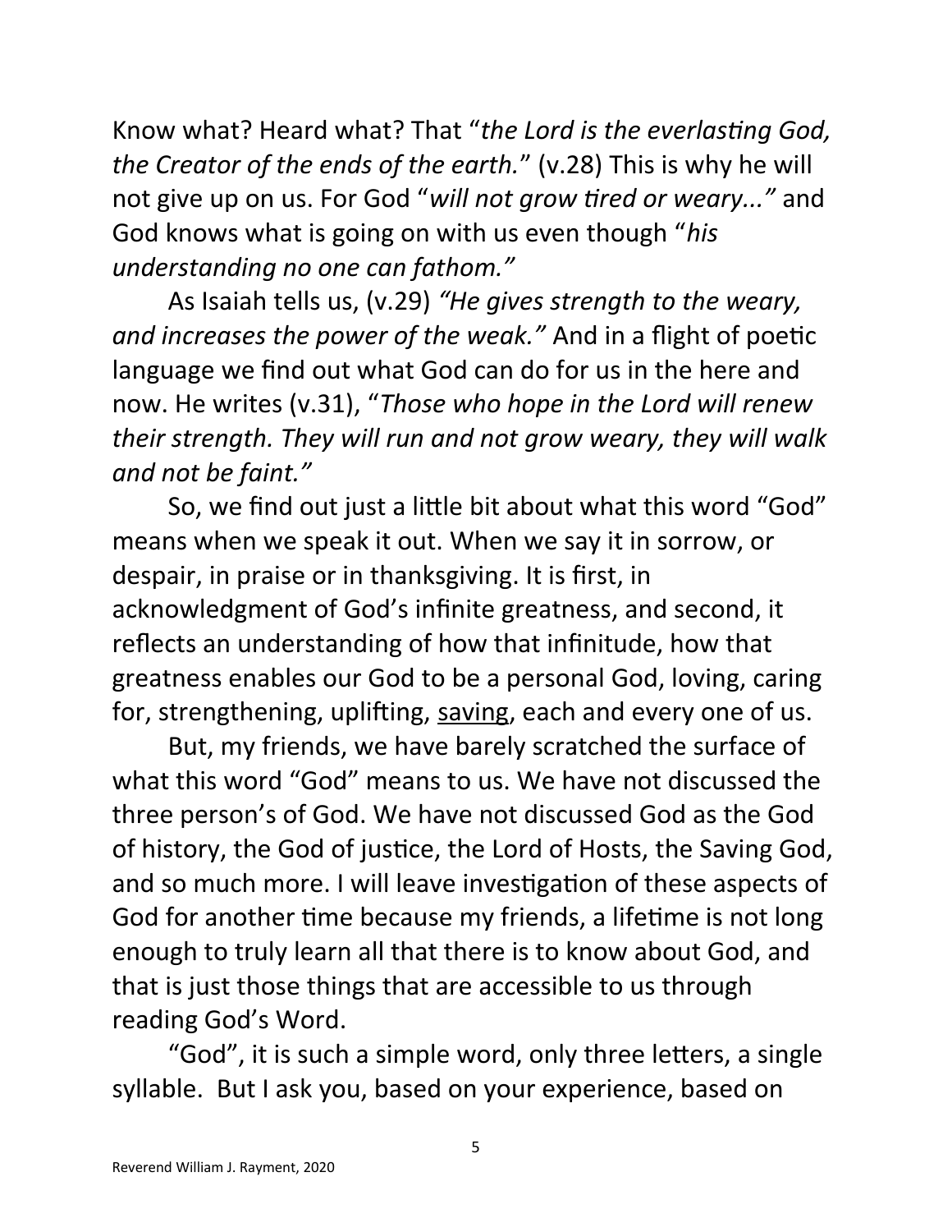Know what? Heard what? That "*the Lord is the everlasting God, the Creator of the ends of the earth.*" (v.28) This is why he will not give up on us. For God "*will not grow tired or weary..."* and God knows what is going on with us even though "*his understanding no one can fathom."*

As Isaiah tells us, (v.29) *"He gives strength to the weary, and increases the power of the weak."* And in a flight of poetic language we find out what God can do for us in the here and now. He writes (v.31), "*Those who hope in the Lord will renew their strength. They will run and not grow weary, they will walk and not be faint."*

So, we find out just a little bit about what this word "God" means when we speak it out. When we say it in sorrow, or despair, in praise or in thanksgiving. It is first, in acknowledgment of God's infinite greatness, and second, it reflects an understanding of how that infinitude, how that greatness enables our God to be a personal God, loving, caring for, strengthening, uplifting, <u>saving</u>, each and every one of us.

But, my friends, we have barely scratched the surface of what this word "God" means to us. We have not discussed the three person's of God. We have not discussed God as the God of history, the God of justice, the Lord of Hosts, the Saving God, and so much more. I will leave investigation of these aspects of God for another time because my friends, a lifetime is not long enough to truly learn all that there is to know about God, and that is just those things that are accessible to us through reading God's Word.

"God", it is such a simple word, only three letters, a single syllable. But I ask you, based on your experience, based on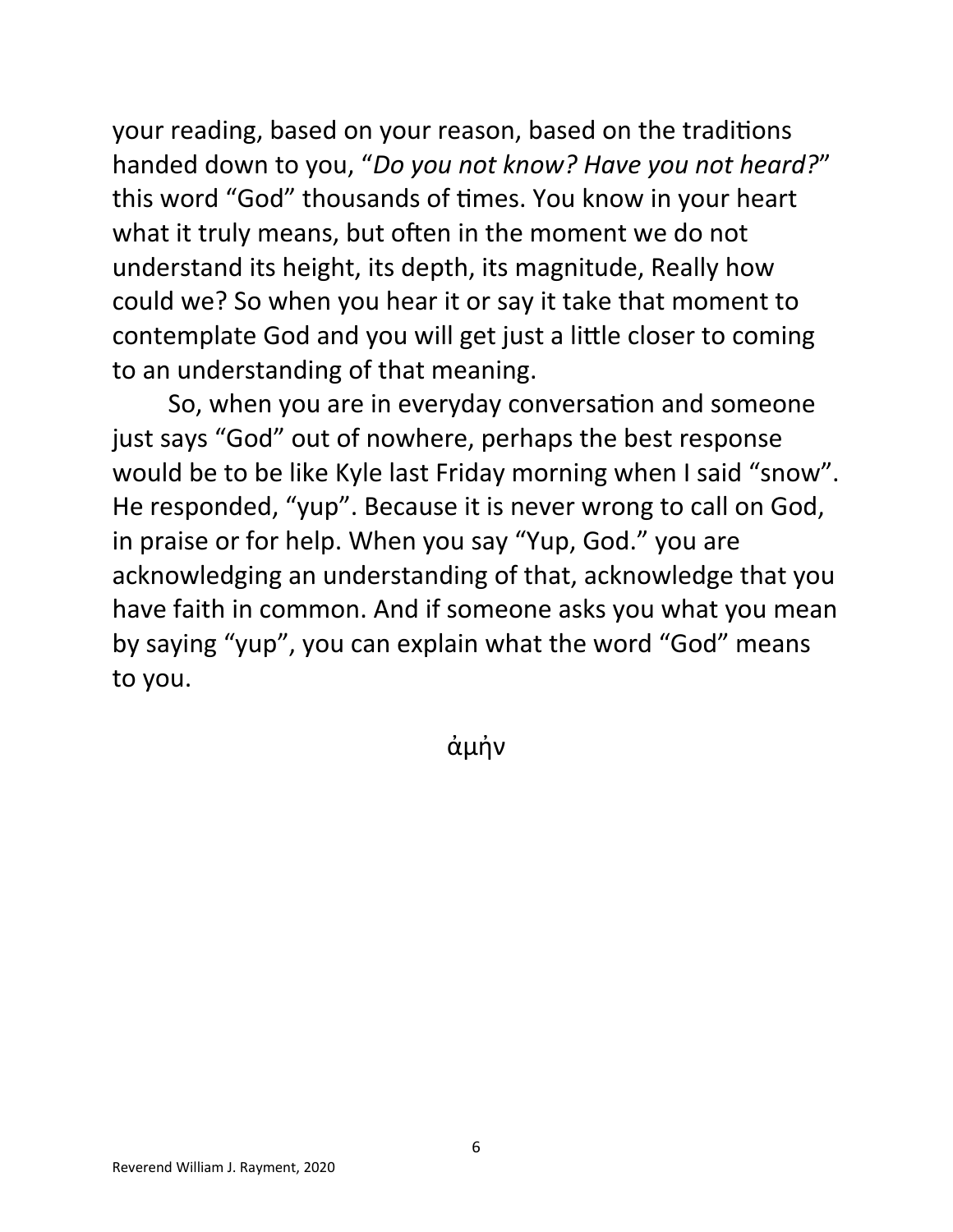your reading, based on your reason, based on the traditions handed down to you, "*Do you not know? Have you not heard?*" this word "God" thousands of times. You know in your heart what it truly means, but often in the moment we do not understand its height, its depth, its magnitude, Really how could we? So when you hear it or say it take that moment to contemplate God and you will get just a little closer to coming to an understanding of that meaning.

So, when you are in everyday conversation and someone just says "God" out of nowhere, perhaps the best response would be to be like Kyle last Friday morning when I said "snow". He responded, "yup". Because it is never wrong to call on God, in praise or for help. When you say "Yup, God." you are acknowledging an understanding of that, acknowledge that you have faith in common. And if someone asks you what you mean by saying "yup", you can explain what the word "God" means to you.

ἀμὴν

Reverend William J. Rayment, 2020